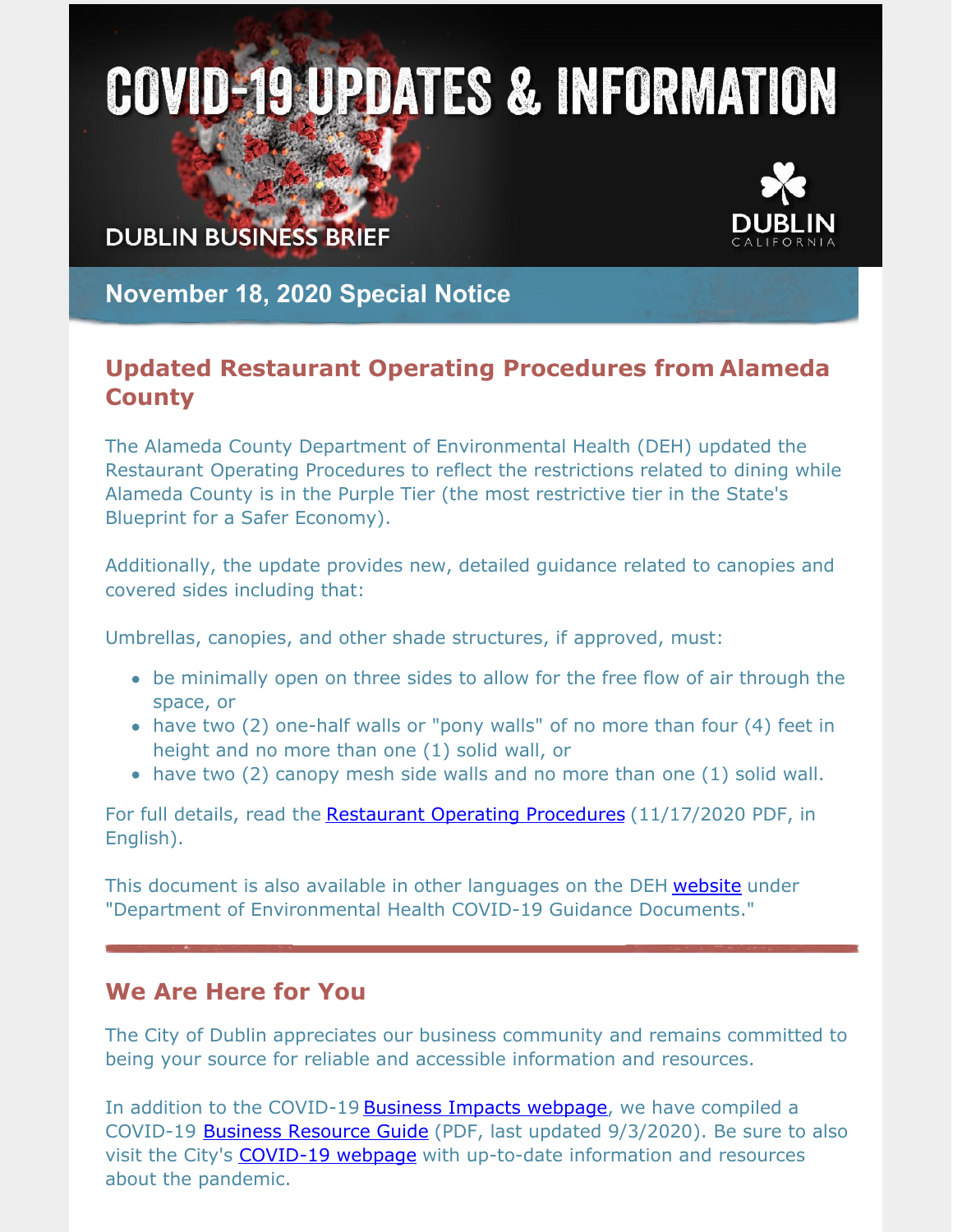# COVID-19 UPDATES & INFORMATION

DUBLIN BUSINESS BRIEF

DUBLIN CALIFORNIA

## November 18, 2020 Special Notice

## Updated Restaurant Operating Procedures from Alameda County

The Alameda County Department of Environmental Health (DEH) updated the Restaurant Operating Procedures to reflect the restrictions related to dining while Alameda County is in the Purple Tier (the most restrictive tier in the State's Blueprint for a Safer Economy).

Additionally, the update provides new, detailed guidance related to canopies and covered sides including that:

Umbrellas, canopies, and other shade structures, if approved, must:

- be minimally open on three sides to allow for the free flow of air through the space, or
- have two (2) one-half walls or "pony walls" of no more than four (4) feet in height and no more than one (1) solid wall, or
- have two (2) canopy mesh side walls and no more than one (1) solid wall.

For full details, read the Restaurant Operating Procedures (11/17/2020 PDF, in English).

This document is also available in other languages on the DEH website under "Department of Environmental Health COVID-19 Guidance Documents."

---

## We Are Here for You

The City of Dublin appreciates our business community and remains committed to being your source for reliable and accessible information and resources.

In addition to the COVID-19 Business Impacts webpage, we have compiled a COVID-19 Business Resource Guide (PDF, last updated 9/3/2020). Be sure to also visit the City's COVID-19 webpage with up-to-date information and resources about the pandemic.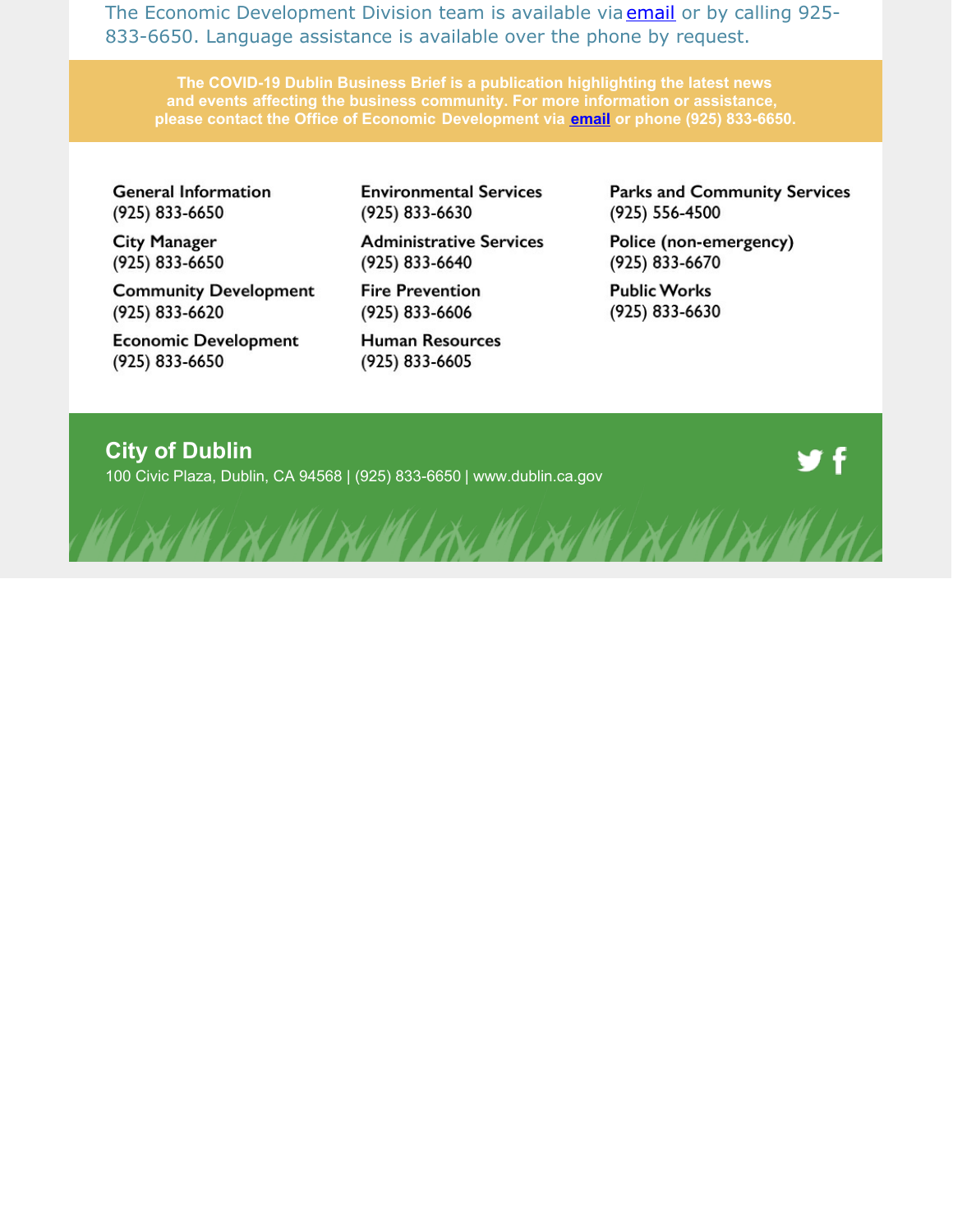The Economic Development Division team is available via email or by calling 925-833-6650. Language assistance is available over the phone by request.

**The COVID-19 Dublin Business Brief is a publication highlighting the latest news and events affecting the business community. For more information or assistance, please contact the Office of Economic Development via email or phone (925) 833-6650.**

**General Information**
(925) 833-6650

**City Manager**
(925) 833-6650

**Community Development**
(925) 833-6620

**Economic Development**
(925) 833-6650

**Environmental Services**
(925) 833-6630

**Administrative Services**
(925) 833-6640

**Fire Prevention**
(925) 833-6606

**Human Resources**
(925) 833-6605

**Parks and Community Services**
(925) 556-4500

**Police (non-emergency)**
(925) 833-6670

**Public Works**
(925) 833-6630

## City of Dublin

100 Civic Plaza, Dublin, CA 94568 | (925) 833-6650 | www.dublin.ca.gov